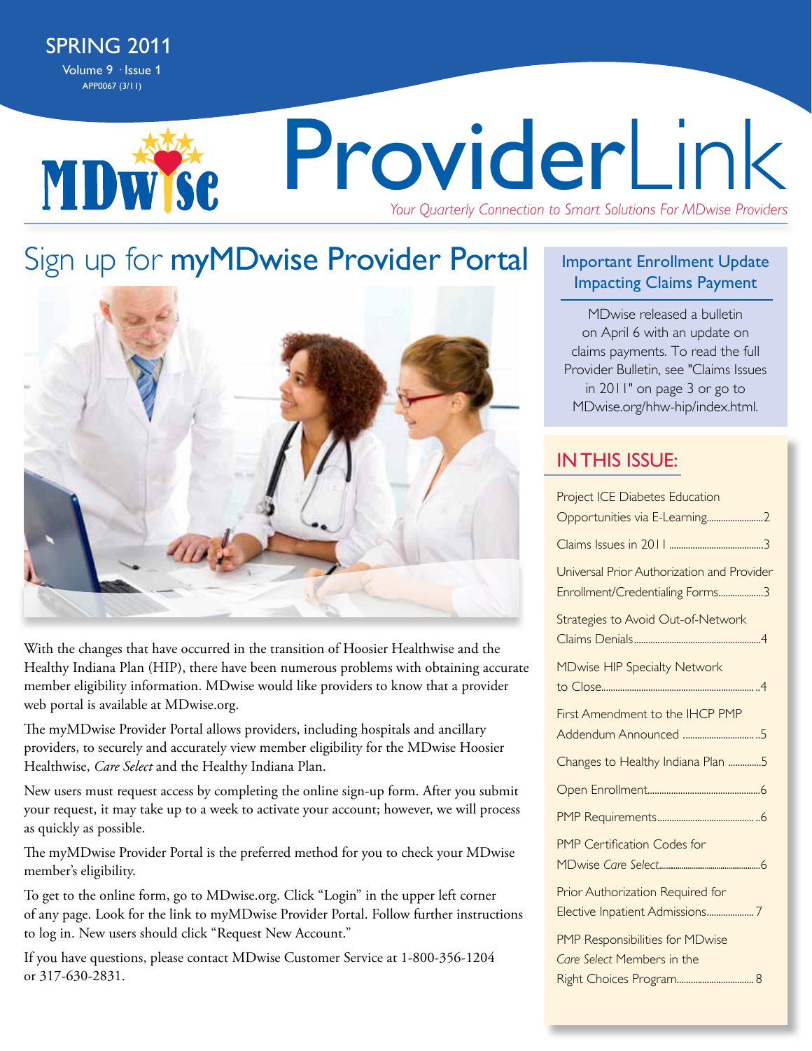SPRING 2011

Volume 9 · Issue 1

APP0067 (3/11)

# ProviderLink

*Your Quarterly Connection to Smart Solutions For MDwise Providers*

## Sign up for myMDwise Provider Portal

With the changes that have occurred in the transition of Hoosier Healthwise and the Healthy Indiana Plan (HIP), there have been numerous problems with obtaining accurate member eligibility information. MDwise would like providers to know that a provider web portal is available at MDwise.org.

The myMDwise Provider Portal allows providers, including hospitals and ancillary providers, to securely and accurately view member eligibility for the MDwise Hoosier Healthwise, *Care Select* and the Healthy Indiana Plan.

New users must request access by completing the online sign-up form. After you submit your request, it may take up to a week to activate your account; however, we will process as quickly as possible.

The myMDwise Provider Portal is the preferred method for you to check your MDwise member's eligibility.

To get to the online form, go to MDwise.org. Click "Login" in the upper left corner of any page. Look for the link to myMDwise Provider Portal. Follow further instructions to log in. New users should click "Request New Account."

If you have questions, please contact MDwise Customer Service at 1-800-356-1204 or 317-630-2831.

### Important Enrollment Update Impacting Claims Payment

MDwise released a bulletin on April 6 with an update on claims payments. To read the full Provider Bulletin, see "Claims Issues in 2011" on page 3 or go to MDwise.org/hhw-hip/index.html.

### IN THIS ISSUE:

- Project ICE Diabetes Education Opportunities via E-Learning....2
- Claims Issues in 2011....3
- Universal Prior Authorization and Provider Enrollment/Credentialing Forms....3
- Strategies to Avoid Out-of-Network Claims Denials....4
- MDwise HIP Specialty Network to Close....4
- First Amendment to the IHCP PMP Addendum Announced....5
- Changes to Healthy Indiana Plan....5
- Open Enrollment....6
- PMP Requirements....6
- PMP Certification Codes for MDwise *Care Select*....6
- Prior Authorization Required for Elective Inpatient Admissions....7
- PMP Responsibilities for MDwise *Care Select* Members in the Right Choices Program....8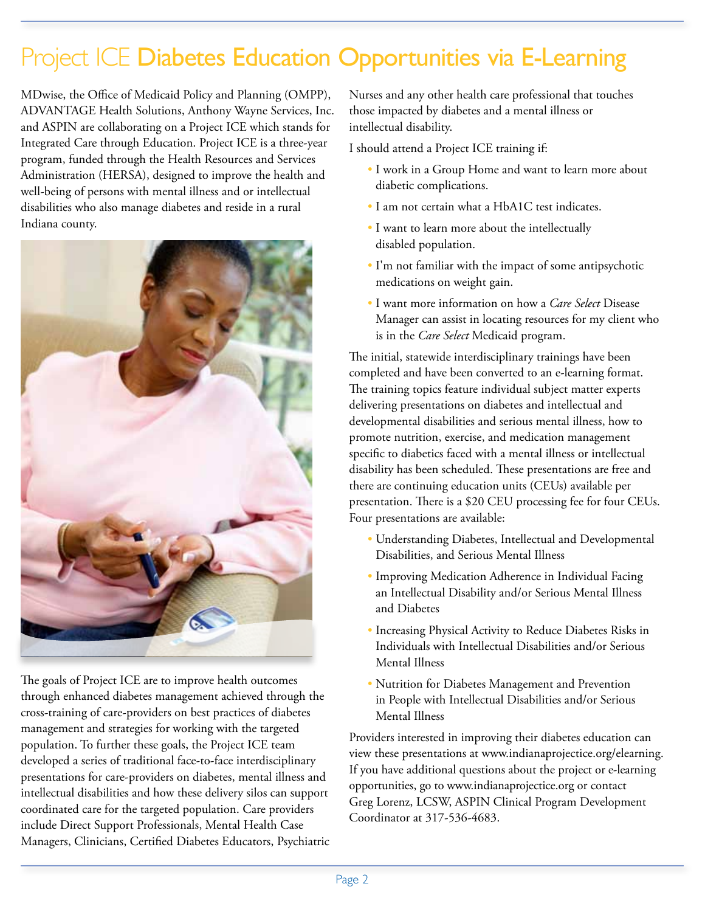# Project ICE Diabetes Education Opportunities via E-Learning

MDwise, the Office of Medicaid Policy and Planning (OMPP), ADVANTAGE Health Solutions, Anthony Wayne Services, Inc. and ASPIN are collaborating on a Project ICE which stands for Integrated Care through Education. Project ICE is a three-year program, funded through the Health Resources and Services Administration (HERSA), designed to improve the health and well-being of persons with mental illness and or intellectual disabilities who also manage diabetes and reside in a rural Indiana county.

The goals of Project ICE are to improve health outcomes through enhanced diabetes management achieved through the cross-training of care-providers on best practices of diabetes management and strategies for working with the targeted population. To further these goals, the Project ICE team developed a series of traditional face-to-face interdisciplinary presentations for care-providers on diabetes, mental illness and intellectual disabilities and how these delivery silos can support coordinated care for the targeted population. Care providers include Direct Support Professionals, Mental Health Case Managers, Clinicians, Certified Diabetes Educators, Psychiatric Nurses and any other health care professional that touches those impacted by diabetes and a mental illness or intellectual disability.

I should attend a Project ICE training if:

- I work in a Group Home and want to learn more about diabetic complications.
- I am not certain what a HbA1C test indicates.
- I want to learn more about the intellectually disabled population.
- I'm not familiar with the impact of some antipsychotic medications on weight gain.
- I want more information on how a *Care Select* Disease Manager can assist in locating resources for my client who is in the *Care Select* Medicaid program.

The initial, statewide interdisciplinary trainings have been completed and have been converted to an e-learning format. The training topics feature individual subject matter experts delivering presentations on diabetes and intellectual and developmental disabilities and serious mental illness, how to promote nutrition, exercise, and medication management specific to diabetics faced with a mental illness or intellectual disability has been scheduled. These presentations are free and there are continuing education units (CEUs) available per presentation. There is a $20 CEU processing fee for four CEUs. Four presentations are available:

- Understanding Diabetes, Intellectual and Developmental Disabilities, and Serious Mental Illness
- Improving Medication Adherence in Individual Facing an Intellectual Disability and/or Serious Mental Illness and Diabetes
- Increasing Physical Activity to Reduce Diabetes Risks in Individuals with Intellectual Disabilities and/or Serious Mental Illness
- Nutrition for Diabetes Management and Prevention in People with Intellectual Disabilities and/or Serious Mental Illness

Providers interested in improving their diabetes education can view these presentations at www.indianaprojectice.org/elearning. If you have additional questions about the project or e-learning opportunities, go to www.indianaprojectice.org or contact Greg Lorenz, LCSW, ASPIN Clinical Program Development Coordinator at 317-536-4683.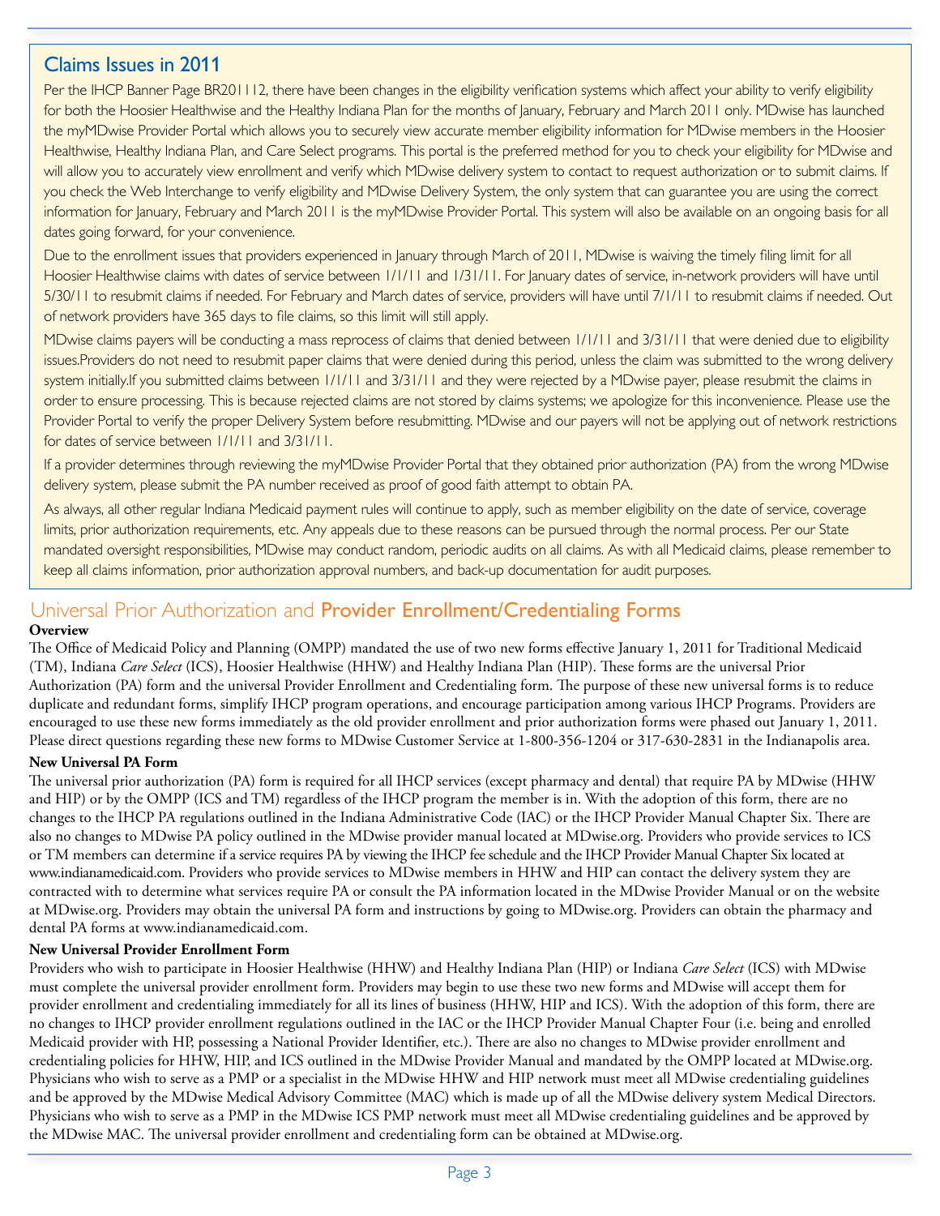## Claims Issues in 2011

Per the IHCP Banner Page BR201112, there have been changes in the eligibility verification systems which affect your ability to verify eligibility for both the Hoosier Healthwise and the Healthy Indiana Plan for the months of January, February and March 2011 only. MDwise has launched the myMDwise Provider Portal which allows you to securely view accurate member eligibility information for MDwise members in the Hoosier Healthwise, Healthy Indiana Plan, and Care Select programs. This portal is the preferred method for you to check your eligibility for MDwise and will allow you to accurately view enrollment and verify which MDwise delivery system to contact to request authorization or to submit claims. If you check the Web Interchange to verify eligibility and MDwise Delivery System, the only system that can guarantee you are using the correct information for January, February and March 2011 is the myMDwise Provider Portal. This system will also be available on an ongoing basis for all dates going forward, for your convenience.

Due to the enrollment issues that providers experienced in January through March of 2011, MDwise is waiving the timely filing limit for all Hoosier Healthwise claims with dates of service between 1/1/11 and 1/31/11. For January dates of service, in-network providers will have until 5/30/11 to resubmit claims if needed. For February and March dates of service, providers will have until 7/1/11 to resubmit claims if needed. Out of network providers have 365 days to file claims, so this limit will still apply.

MDwise claims payers will be conducting a mass reprocess of claims that denied between 1/1/11 and 3/31/11 that were denied due to eligibility issues.Providers do not need to resubmit paper claims that were denied during this period, unless the claim was submitted to the wrong delivery system initially.If you submitted claims between 1/1/11 and 3/31/11 and they were rejected by a MDwise payer, please resubmit the claims in order to ensure processing. This is because rejected claims are not stored by claims systems; we apologize for this inconvenience. Please use the Provider Portal to verify the proper Delivery System before resubmitting. MDwise and our payers will not be applying out of network restrictions for dates of service between 1/1/11 and 3/31/11.

If a provider determines through reviewing the myMDwise Provider Portal that they obtained prior authorization (PA) from the wrong MDwise delivery system, please submit the PA number received as proof of good faith attempt to obtain PA.

As always, all other regular Indiana Medicaid payment rules will continue to apply, such as member eligibility on the date of service, coverage limits, prior authorization requirements, etc. Any appeals due to these reasons can be pursued through the normal process. Per our State mandated oversight responsibilities, MDwise may conduct random, periodic audits on all claims. As with all Medicaid claims, please remember to keep all claims information, prior authorization approval numbers, and back-up documentation for audit purposes.

## Universal Prior Authorization and Provider Enrollment/Credentialing Forms

**Overview**

The Office of Medicaid Policy and Planning (OMPP) mandated the use of two new forms effective January 1, 2011 for Traditional Medicaid (TM), Indiana *Care Select* (ICS), Hoosier Healthwise (HHW) and Healthy Indiana Plan (HIP). These forms are the universal Prior Authorization (PA) form and the universal Provider Enrollment and Credentialing form. The purpose of these new universal forms is to reduce duplicate and redundant forms, simplify IHCP program operations, and encourage participation among various IHCP Programs. Providers are encouraged to use these new forms immediately as the old provider enrollment and prior authorization forms were phased out January 1, 2011. Please direct questions regarding these new forms to MDwise Customer Service at 1-800-356-1204 or 317-630-2831 in the Indianapolis area.

**New Universal PA Form**

The universal prior authorization (PA) form is required for all IHCP services (except pharmacy and dental) that require PA by MDwise (HHW and HIP) or by the OMPP (ICS and TM) regardless of the IHCP program the member is in. With the adoption of this form, there are no changes to the IHCP PA regulations outlined in the Indiana Administrative Code (IAC) or the IHCP Provider Manual Chapter Six. There are also no changes to MDwise PA policy outlined in the MDwise provider manual located at MDwise.org. Providers who provide services to ICS or TM members can determine if a service requires PA by viewing the IHCP fee schedule and the IHCP Provider Manual Chapter Six located at www.indianamedicaid.com. Providers who provide services to MDwise members in HHW and HIP can contact the delivery system they are contracted with to determine what services require PA or consult the PA information located in the MDwise Provider Manual or on the website at MDwise.org. Providers may obtain the universal PA form and instructions by going to MDwise.org. Providers can obtain the pharmacy and dental PA forms at www.indianamedicaid.com.

**New Universal Provider Enrollment Form**

Providers who wish to participate in Hoosier Healthwise (HHW) and Healthy Indiana Plan (HIP) or Indiana *Care Select* (ICS) with MDwise must complete the universal provider enrollment form. Providers may begin to use these two new forms and MDwise will accept them for provider enrollment and credentialing immediately for all its lines of business (HHW, HIP and ICS). With the adoption of this form, there are no changes to IHCP provider enrollment regulations outlined in the IAC or the IHCP Provider Manual Chapter Four (i.e. being and enrolled Medicaid provider with HP, possessing a National Provider Identifier, etc.). There are also no changes to MDwise provider enrollment and credentialing policies for HHW, HIP, and ICS outlined in the MDwise Provider Manual and mandated by the OMPP located at MDwise.org. Physicians who wish to serve as a PMP or a specialist in the MDwise HHW and HIP network must meet all MDwise credentialing guidelines and be approved by the MDwise Medical Advisory Committee (MAC) which is made up of all the MDwise delivery system Medical Directors. Physicians who wish to serve as a PMP in the MDwise ICS PMP network must meet all MDwise credentialing guidelines and be approved by the MDwise MAC. The universal provider enrollment and credentialing form can be obtained at MDwise.org.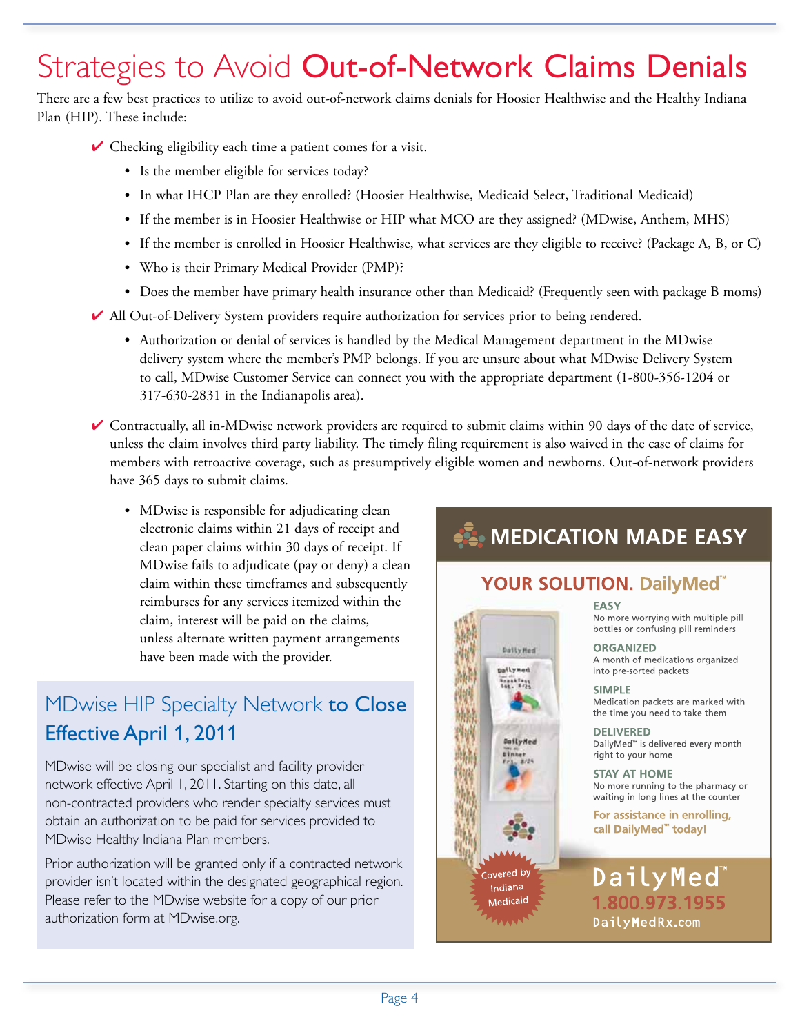# Strategies to Avoid **Out-of-Network Claims Denials**

There are a few best practices to utilize to avoid out-of-network claims denials for Hoosier Healthwise and the Healthy Indiana Plan (HIP). These include:

- ✔ Checking eligibility each time a patient comes for a visit.
  - Is the member eligible for services today?
  - In what IHCP Plan are they enrolled? (Hoosier Healthwise, Medicaid Select, Traditional Medicaid)
  - If the member is in Hoosier Healthwise or HIP what MCO are they assigned? (MDwise, Anthem, MHS)
  - If the member is enrolled in Hoosier Healthwise, what services are they eligible to receive? (Package A, B, or C)
  - Who is their Primary Medical Provider (PMP)?
  - Does the member have primary health insurance other than Medicaid? (Frequently seen with package B moms)
- ✔ All Out-of-Delivery System providers require authorization for services prior to being rendered.
  - Authorization or denial of services is handled by the Medical Management department in the MDwise delivery system where the member's PMP belongs. If you are unsure about what MDwise Delivery System to call, MDwise Customer Service can connect you with the appropriate department (1-800-356-1204 or 317-630-2831 in the Indianapolis area).
- ✔ Contractually, all in-MDwise network providers are required to submit claims within 90 days of the date of service, unless the claim involves third party liability. The timely filing requirement is also waived in the case of claims for members with retroactive coverage, such as presumptively eligible women and newborns. Out-of-network providers have 365 days to submit claims.
  - MDwise is responsible for adjudicating clean electronic claims within 21 days of receipt and clean paper claims within 30 days of receipt. If MDwise fails to adjudicate (pay or deny) a clean claim within these timeframes and subsequently reimburses for any services itemized within the claim, interest will be paid on the claims, unless alternate written payment arrangements have been made with the provider.

## MDwise HIP Specialty Network **to Close Effective April 1, 2011**

MDwise will be closing our specialist and facility provider network effective April 1, 2011. Starting on this date, all non-contracted providers who render specialty services must obtain an authorization to be paid for services provided to MDwise Healthy Indiana Plan members.

Prior authorization will be granted only if a contracted network provider isn't located within the designated geographical region. Please refer to the MDwise website for a copy of our prior authorization form at MDwise.org.

## MEDICATION MADE EASY

**YOUR SOLUTION. DailyMed™**

**EASY**
No more worrying with multiple pill bottles or confusing pill reminders

**ORGANIZED**
A month of medications organized into pre-sorted packets

**SIMPLE**
Medication packets are marked with the time you need to take them

**DELIVERED**
DailyMed™ is delivered every month right to your home

**STAY AT HOME**
No more running to the pharmacy or waiting in long lines at the counter

**For assistance in enrolling, call DailyMed™ today!**

Covered by Indiana Medicaid

DailyMed™
**1.800.973.1955**
DailyMedRx.com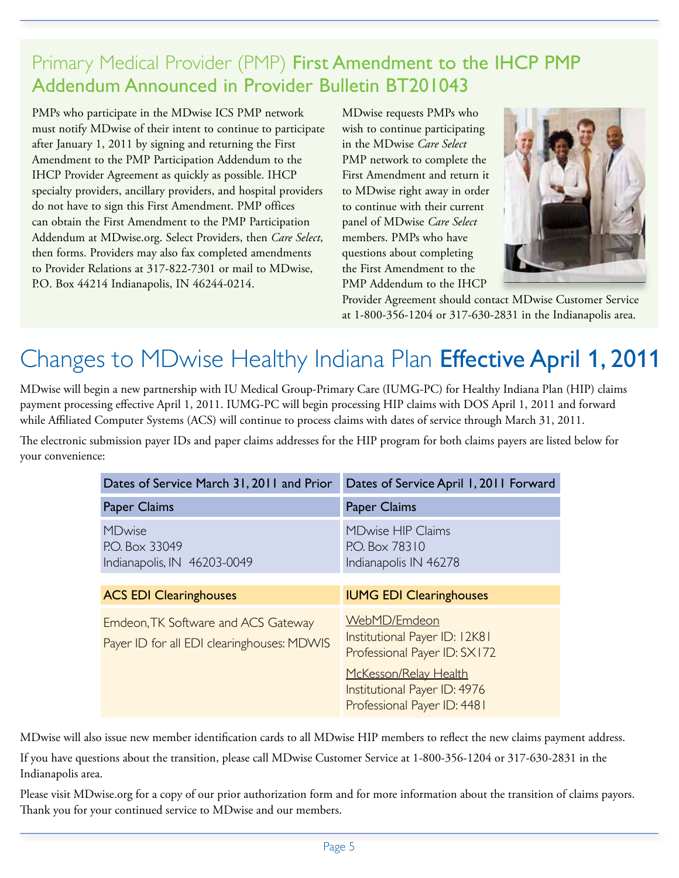## Primary Medical Provider (PMP) **First Amendment to the IHCP PMP Addendum Announced in Provider Bulletin BT201043**

PMPs who participate in the MDwise ICS PMP network must notify MDwise of their intent to continue to participate after January 1, 2011 by signing and returning the First Amendment to the PMP Participation Addendum to the IHCP Provider Agreement as quickly as possible. IHCP specialty providers, ancillary providers, and hospital providers do not have to sign this First Amendment. PMP offices can obtain the First Amendment to the PMP Participation Addendum at MDwise.org. Select Providers, then *Care Select*, then forms. Providers may also fax completed amendments to Provider Relations at 317-822-7301 or mail to MDwise, P.O. Box 44214 Indianapolis, IN 46244-0214.

MDwise requests PMPs who wish to continue participating in the MDwise *Care Select* PMP network to complete the First Amendment and return it to MDwise right away in order to continue with their current panel of MDwise *Care Select* members. PMPs who have questions about completing the First Amendment to the PMP Addendum to the IHCP Provider Agreement should contact MDwise Customer Service at 1-800-356-1204 or 317-630-2831 in the Indianapolis area.

# Changes to MDwise Healthy Indiana Plan **Effective April 1, 2011**

MDwise will begin a new partnership with IU Medical Group-Primary Care (IUMG-PC) for Healthy Indiana Plan (HIP) claims payment processing effective April 1, 2011. IUMG-PC will begin processing HIP claims with DOS April 1, 2011 and forward while Affiliated Computer Systems (ACS) will continue to process claims with dates of service through March 31, 2011.

The electronic submission payer IDs and paper claims addresses for the HIP program for both claims payers are listed below for your convenience:

| Dates of Service March 31, 2011 and Prior | Dates of Service April 1, 2011 Forward |
|---|---|
| **Paper Claims** | **Paper Claims** |
| MDwise<br>P.O. Box 33049<br>Indianapolis, IN 46203-0049 | MDwise HIP Claims<br>P.O. Box 78310<br>Indianapolis IN 46278 |
| **ACS EDI Clearinghouses** | **IUMG EDI Clearinghouses** |
| Emdeon, TK Software and ACS Gateway<br>Payer ID for all EDI clearinghouses: MDWIS | WebMD/Emdeon<br>Institutional Payer ID: 12K81<br>Professional Payer ID: SX172<br><br>McKesson/Relay Health<br>Institutional Payer ID: 4976<br>Professional Payer ID: 4481 |

MDwise will also issue new member identification cards to all MDwise HIP members to reflect the new claims payment address.

If you have questions about the transition, please call MDwise Customer Service at 1-800-356-1204 or 317-630-2831 in the Indianapolis area.

Please visit MDwise.org for a copy of our prior authorization form and for more information about the transition of claims payors. Thank you for your continued service to MDwise and our members.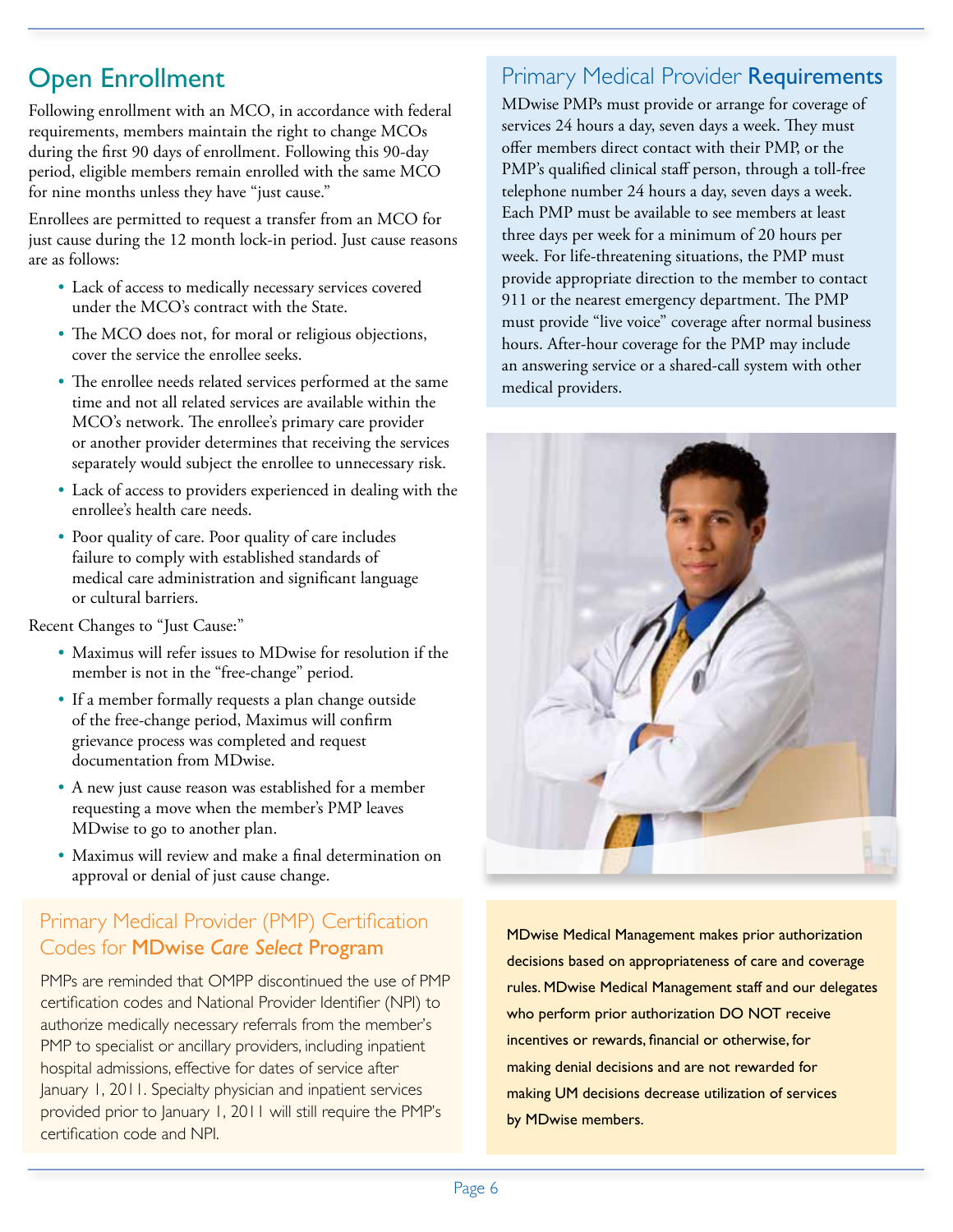## Open Enrollment

Following enrollment with an MCO, in accordance with federal requirements, members maintain the right to change MCOs during the first 90 days of enrollment. Following this 90-day period, eligible members remain enrolled with the same MCO for nine months unless they have "just cause."

Enrollees are permitted to request a transfer from an MCO for just cause during the 12 month lock-in period. Just cause reasons are as follows:

- Lack of access to medically necessary services covered under the MCO's contract with the State.
- The MCO does not, for moral or religious objections, cover the service the enrollee seeks.
- The enrollee needs related services performed at the same time and not all related services are available within the MCO's network. The enrollee's primary care provider or another provider determines that receiving the services separately would subject the enrollee to unnecessary risk.
- Lack of access to providers experienced in dealing with the enrollee's health care needs.
- Poor quality of care. Poor quality of care includes failure to comply with established standards of medical care administration and significant language or cultural barriers.

Recent Changes to "Just Cause:"

- Maximus will refer issues to MDwise for resolution if the member is not in the "free-change" period.
- If a member formally requests a plan change outside of the free-change period, Maximus will confirm grievance process was completed and request documentation from MDwise.
- A new just cause reason was established for a member requesting a move when the member's PMP leaves MDwise to go to another plan.
- Maximus will review and make a final determination on approval or denial of just cause change.

## Primary Medical Provider (PMP) Certification Codes for MDwise *Care Select* Program

PMPs are reminded that OMPP discontinued the use of PMP certification codes and National Provider Identifier (NPI) to authorize medically necessary referrals from the member's PMP to specialist or ancillary providers, including inpatient hospital admissions, effective for dates of service after January 1, 2011. Specialty physician and inpatient services provided prior to January 1, 2011 will still require the PMP's certification code and NPI.

## Primary Medical Provider Requirements

MDwise PMPs must provide or arrange for coverage of services 24 hours a day, seven days a week. They must offer members direct contact with their PMP, or the PMP's qualified clinical staff person, through a toll-free telephone number 24 hours a day, seven days a week. Each PMP must be available to see members at least three days per week for a minimum of 20 hours per week. For life-threatening situations, the PMP must provide appropriate direction to the member to contact 911 or the nearest emergency department. The PMP must provide "live voice" coverage after normal business hours. After-hour coverage for the PMP may include an answering service or a shared-call system with other medical providers.

MDwise Medical Management makes prior authorization decisions based on appropriateness of care and coverage rules. MDwise Medical Management staff and our delegates who perform prior authorization DO NOT receive incentives or rewards, financial or otherwise, for making denial decisions and are not rewarded for making UM decisions decrease utilization of services by MDwise members.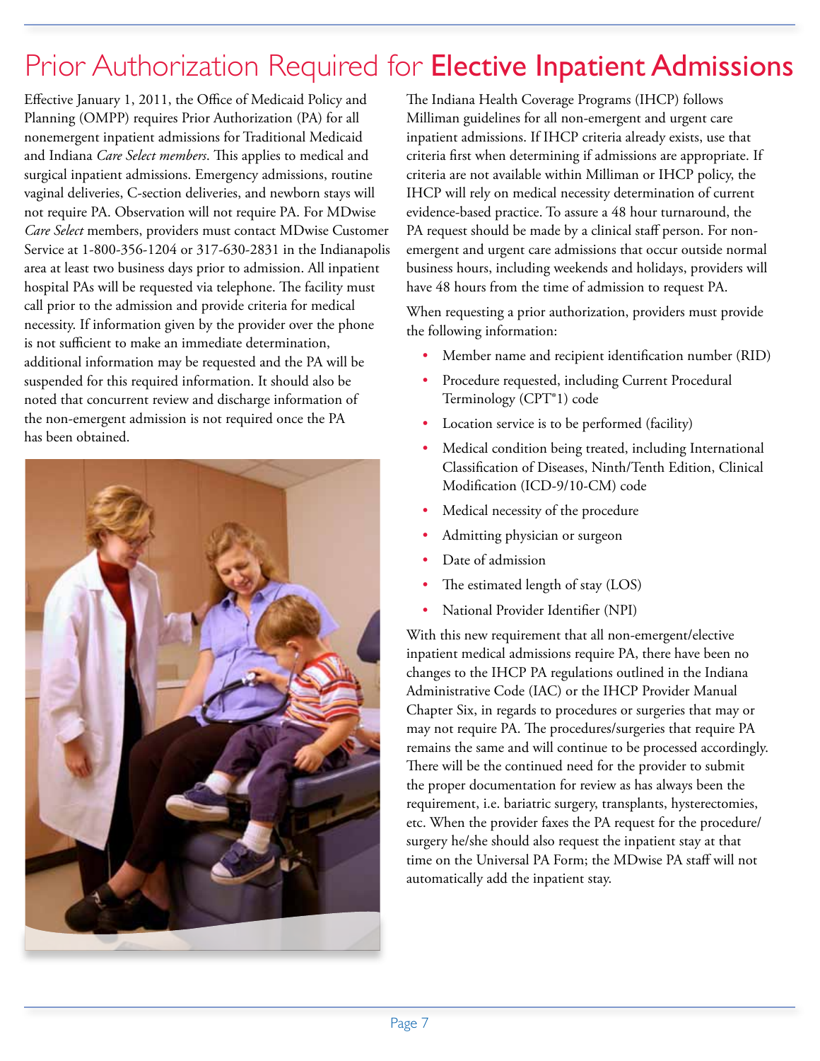# Prior Authorization Required for **Elective Inpatient Admissions**

Effective January 1, 2011, the Office of Medicaid Policy and Planning (OMPP) requires Prior Authorization (PA) for all nonemergent inpatient admissions for Traditional Medicaid and Indiana *Care Select members*. This applies to medical and surgical inpatient admissions. Emergency admissions, routine vaginal deliveries, C-section deliveries, and newborn stays will not require PA. Observation will not require PA. For MDwise *Care Select* members, providers must contact MDwise Customer Service at 1-800-356-1204 or 317-630-2831 in the Indianapolis area at least two business days prior to admission. All inpatient hospital PAs will be requested via telephone. The facility must call prior to the admission and provide criteria for medical necessity. If information given by the provider over the phone is not sufficient to make an immediate determination, additional information may be requested and the PA will be suspended for this required information. It should also be noted that concurrent review and discharge information of the non-emergent admission is not required once the PA has been obtained.

The Indiana Health Coverage Programs (IHCP) follows Milliman guidelines for all non-emergent and urgent care inpatient admissions. If IHCP criteria already exists, use that criteria first when determining if admissions are appropriate. If criteria are not available within Milliman or IHCP policy, the IHCP will rely on medical necessity determination of current evidence-based practice. To assure a 48 hour turnaround, the PA request should be made by a clinical staff person. For non-emergent and urgent care admissions that occur outside normal business hours, including weekends and holidays, providers will have 48 hours from the time of admission to request PA.

When requesting a prior authorization, providers must provide the following information:

- Member name and recipient identification number (RID)
- Procedure requested, including Current Procedural Terminology (CPT®1) code
- Location service is to be performed (facility)
- Medical condition being treated, including International Classification of Diseases, Ninth/Tenth Edition, Clinical Modification (ICD-9/10-CM) code
- Medical necessity of the procedure
- Admitting physician or surgeon
- Date of admission
- The estimated length of stay (LOS)
- National Provider Identifier (NPI)

With this new requirement that all non-emergent/elective inpatient medical admissions require PA, there have been no changes to the IHCP PA regulations outlined in the Indiana Administrative Code (IAC) or the IHCP Provider Manual Chapter Six, in regards to procedures or surgeries that may or may not require PA. The procedures/surgeries that require PA remains the same and will continue to be processed accordingly. There will be the continued need for the provider to submit the proper documentation for review as has always been the requirement, i.e. bariatric surgery, transplants, hysterectomies, etc. When the provider faxes the PA request for the procedure/surgery he/she should also request the inpatient stay at that time on the Universal PA Form; the MDwise PA staff will not automatically add the inpatient stay.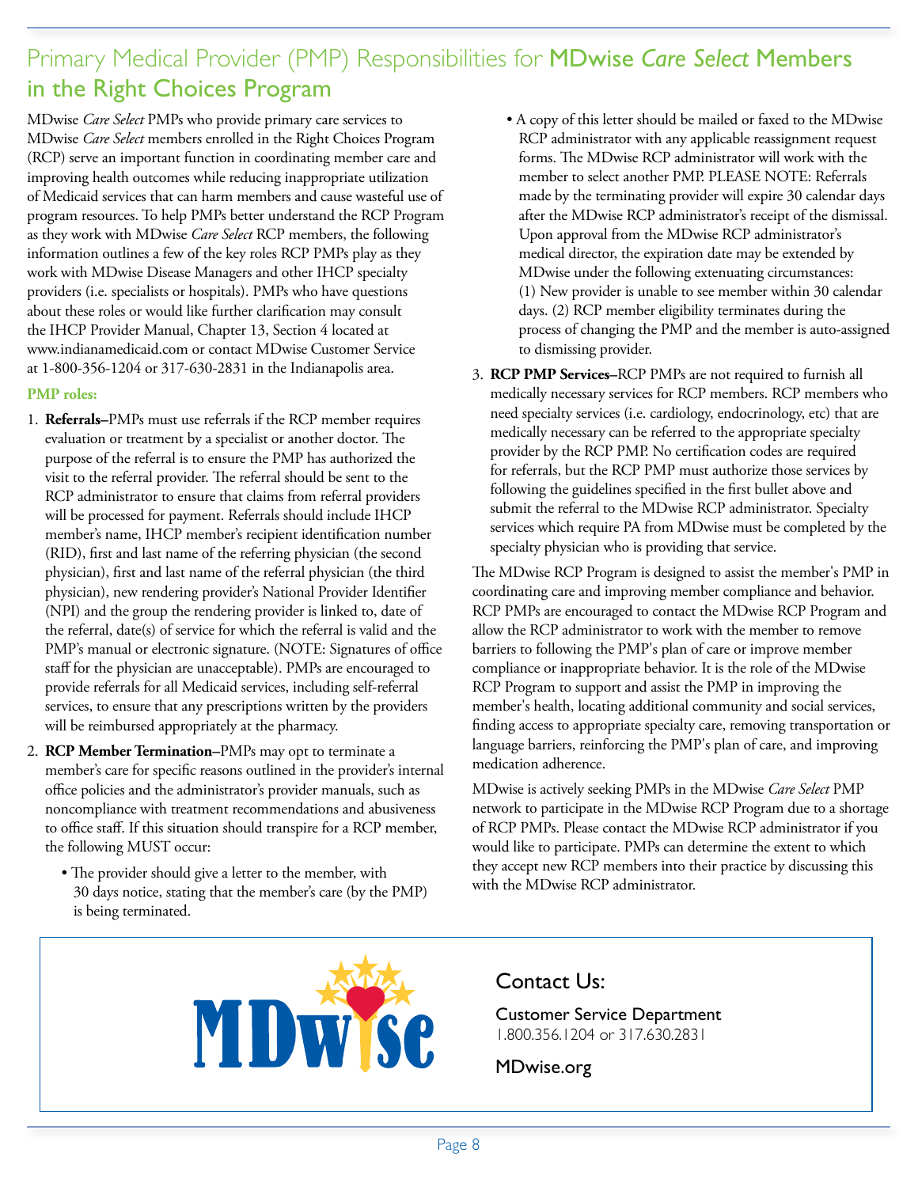# Primary Medical Provider (PMP) Responsibilities for **MDwise *Care Select* Members in the Right Choices Program**

MDwise *Care Select* PMPs who provide primary care services to MDwise *Care Select* members enrolled in the Right Choices Program (RCP) serve an important function in coordinating member care and improving health outcomes while reducing inappropriate utilization of Medicaid services that can harm members and cause wasteful use of program resources. To help PMPs better understand the RCP Program as they work with MDwise *Care Select* RCP members, the following information outlines a few of the key roles RCP PMPs play as they work with MDwise Disease Managers and other IHCP specialty providers (i.e. specialists or hospitals). PMPs who have questions about these roles or would like further clarification may consult the IHCP Provider Manual, Chapter 13, Section 4 located at www.indianamedicaid.com or contact MDwise Customer Service at 1-800-356-1204 or 317-630-2831 in the Indianapolis area.

**PMP roles:**

1. **Referrals**–PMPs must use referrals if the RCP member requires evaluation or treatment by a specialist or another doctor. The purpose of the referral is to ensure the PMP has authorized the visit to the referral provider. The referral should be sent to the RCP administrator to ensure that claims from referral providers will be processed for payment. Referrals should include IHCP member's name, IHCP member's recipient identification number (RID), first and last name of the referring physician (the second physician), first and last name of the referral physician (the third physician), new rendering provider's National Provider Identifier (NPI) and the group the rendering provider is linked to, date of the referral, date(s) of service for which the referral is valid and the PMP's manual or electronic signature. (NOTE: Signatures of office staff for the physician are unacceptable). PMPs are encouraged to provide referrals for all Medicaid services, including self-referral services, to ensure that any prescriptions written by the providers will be reimbursed appropriately at the pharmacy.
2. **RCP Member Termination**–PMPs may opt to terminate a member's care for specific reasons outlined in the provider's internal office policies and the administrator's provider manuals, such as noncompliance with treatment recommendations and abusiveness to office staff. If this situation should transpire for a RCP member, the following MUST occur:
   - The provider should give a letter to the member, with 30 days notice, stating that the member's care (by the PMP) is being terminated.
   - A copy of this letter should be mailed or faxed to the MDwise RCP administrator with any applicable reassignment request forms. The MDwise RCP administrator will work with the member to select another PMP. PLEASE NOTE: Referrals made by the terminating provider will expire 30 calendar days after the MDwise RCP administrator's receipt of the dismissal. Upon approval from the MDwise RCP administrator's medical director, the expiration date may be extended by MDwise under the following extenuating circumstances: (1) New provider is unable to see member within 30 calendar days. (2) RCP member eligibility terminates during the process of changing the PMP and the member is auto-assigned to dismissing provider.
3. **RCP PMP Services**–RCP PMPs are not required to furnish all medically necessary services for RCP members. RCP members who need specialty services (i.e. cardiology, endocrinology, etc) that are medically necessary can be referred to the appropriate specialty provider by the RCP PMP. No certification codes are required for referrals, but the RCP PMP must authorize those services by following the guidelines specified in the first bullet above and submit the referral to the MDwise RCP administrator. Specialty services which require PA from MDwise must be completed by the specialty physician who is providing that service.

The MDwise RCP Program is designed to assist the member's PMP in coordinating care and improving member compliance and behavior. RCP PMPs are encouraged to contact the MDwise RCP Program and allow the RCP administrator to work with the member to remove barriers to following the PMP's plan of care or improve member compliance or inappropriate behavior. It is the role of the MDwise RCP Program to support and assist the PMP in improving the member's health, locating additional community and social services, finding access to appropriate specialty care, removing transportation or language barriers, reinforcing the PMP's plan of care, and improving medication adherence.

MDwise is actively seeking PMPs in the MDwise *Care Select* PMP network to participate in the MDwise RCP Program due to a shortage of RCP PMPs. Please contact the MDwise RCP administrator if you would like to participate. PMPs can determine the extent to which they accept new RCP members into their practice by discussing this with the MDwise RCP administrator.

MDwise

## Contact Us:

Customer Service Department
1.800.356.1204 or 317.630.2831

MDwise.org